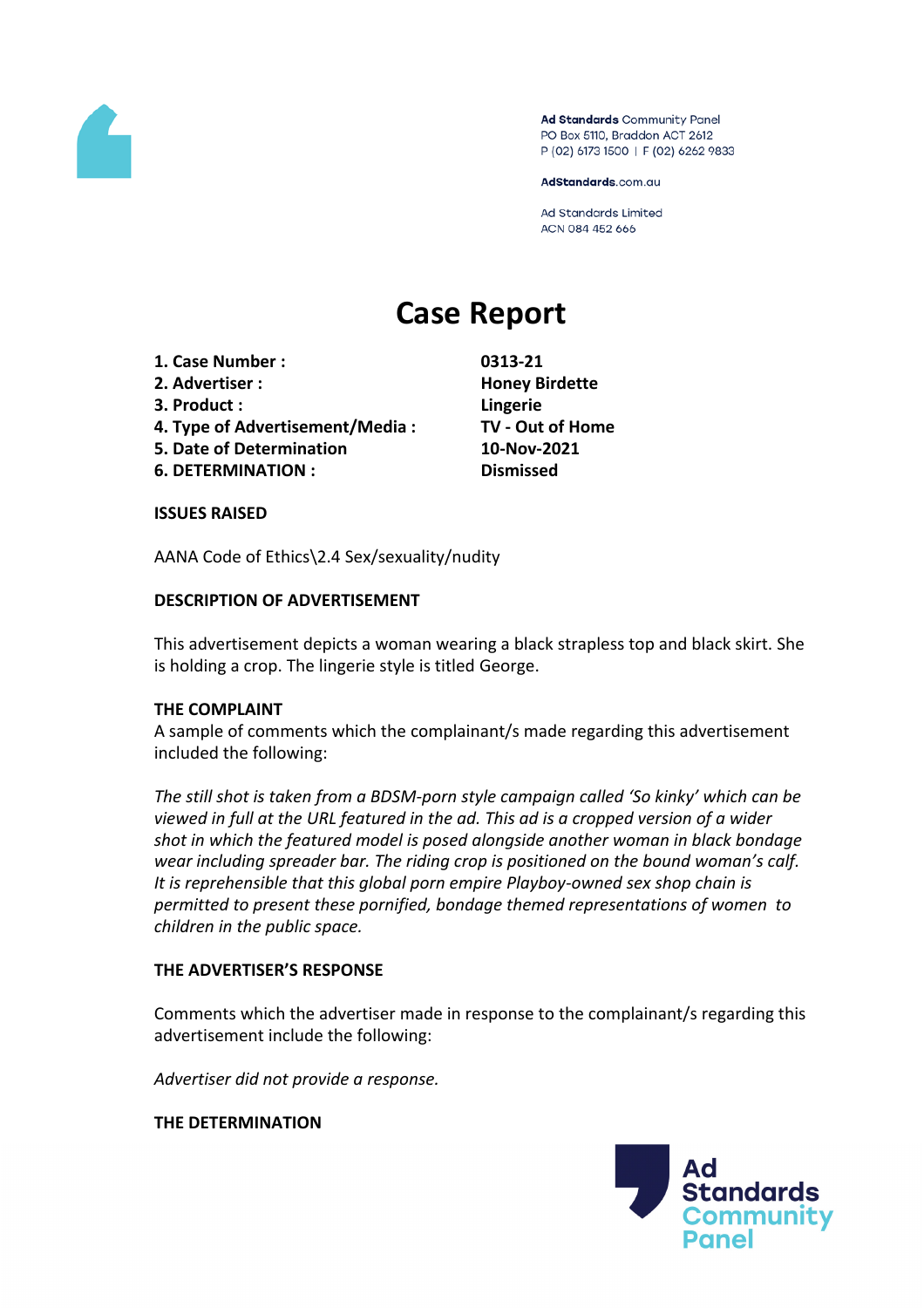Ad Standards Community Panel
PO Box 5110, Braddon ACT 2612
P (02) 6173 1500 | F (02) 6262 9833

AdStandards.com.au

Ad Standards Limited
ACN 084 452 666

# Case Report

| | |
|---|---|
| **1. Case Number :** | **0313-21** |
| **2. Advertiser :** | **Honey Birdette** |
| **3. Product :** | **Lingerie** |
| **4. Type of Advertisement/Media :** | **TV - Out of Home** |
| **5. Date of Determination** | **10-Nov-2021** |
| **6. DETERMINATION :** | **Dismissed** |

**ISSUES RAISED**

AANA Code of Ethics\2.4 Sex/sexuality/nudity

**DESCRIPTION OF ADVERTISEMENT**

This advertisement depicts a woman wearing a black strapless top and black skirt. She is holding a crop. The lingerie style is titled George.

**THE COMPLAINT**

A sample of comments which the complainant/s made regarding this advertisement included the following:

*The still shot is taken from a BDSM-porn style campaign called 'So kinky' which can be viewed in full at the URL featured in the ad. This ad is a cropped version of a wider shot in which the featured model is posed alongside another woman in black bondage wear including spreader bar. The riding crop is positioned on the bound woman's calf. It is reprehensible that this global porn empire Playboy-owned sex shop chain is permitted to present these pornified, bondage themed representations of women to children in the public space.*

**THE ADVERTISER'S RESPONSE**

Comments which the advertiser made in response to the complainant/s regarding this advertisement include the following:

*Advertiser did not provide a response.*

**THE DETERMINATION**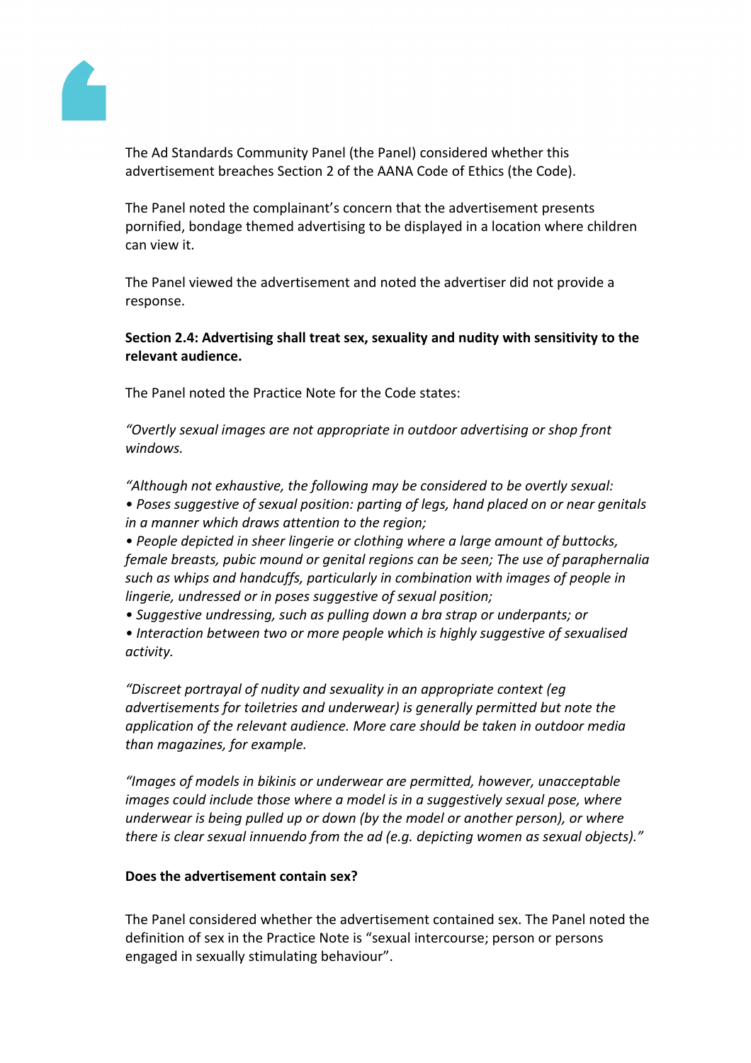The Ad Standards Community Panel (the Panel) considered whether this advertisement breaches Section 2 of the AANA Code of Ethics (the Code).

The Panel noted the complainant's concern that the advertisement presents pornified, bondage themed advertising to be displayed in a location where children can view it.

The Panel viewed the advertisement and noted the advertiser did not provide a response.

**Section 2.4: Advertising shall treat sex, sexuality and nudity with sensitivity to the relevant audience.**

The Panel noted the Practice Note for the Code states:

*"Overtly sexual images are not appropriate in outdoor advertising or shop front windows.*

*"Although not exhaustive, the following may be considered to be overtly sexual:*
*• Poses suggestive of sexual position: parting of legs, hand placed on or near genitals in a manner which draws attention to the region;*
*• People depicted in sheer lingerie or clothing where a large amount of buttocks, female breasts, pubic mound or genital regions can be seen; The use of paraphernalia such as whips and handcuffs, particularly in combination with images of people in lingerie, undressed or in poses suggestive of sexual position;*
*• Suggestive undressing, such as pulling down a bra strap or underpants; or*
*• Interaction between two or more people which is highly suggestive of sexualised activity.*

*"Discreet portrayal of nudity and sexuality in an appropriate context (eg advertisements for toiletries and underwear) is generally permitted but note the application of the relevant audience. More care should be taken in outdoor media than magazines, for example.*

*"Images of models in bikinis or underwear are permitted, however, unacceptable images could include those where a model is in a suggestively sexual pose, where underwear is being pulled up or down (by the model or another person), or where there is clear sexual innuendo from the ad (e.g. depicting women as sexual objects)."*

**Does the advertisement contain sex?**

The Panel considered whether the advertisement contained sex. The Panel noted the definition of sex in the Practice Note is "sexual intercourse; person or persons engaged in sexually stimulating behaviour".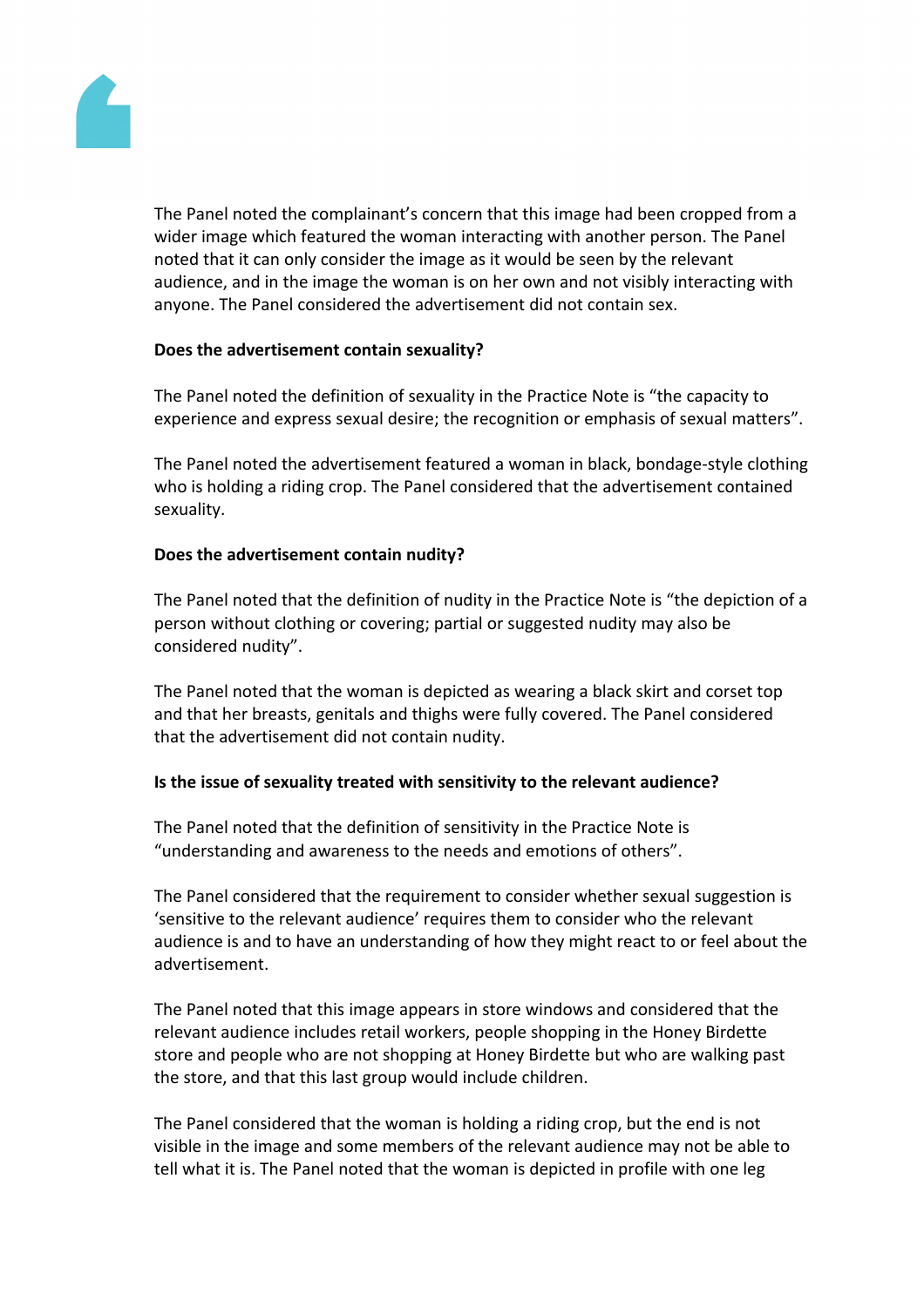The Panel noted the complainant's concern that this image had been cropped from a wider image which featured the woman interacting with another person. The Panel noted that it can only consider the image as it would be seen by the relevant audience, and in the image the woman is on her own and not visibly interacting with anyone. The Panel considered the advertisement did not contain sex.

**Does the advertisement contain sexuality?**

The Panel noted the definition of sexuality in the Practice Note is "the capacity to experience and express sexual desire; the recognition or emphasis of sexual matters".

The Panel noted the advertisement featured a woman in black, bondage-style clothing who is holding a riding crop. The Panel considered that the advertisement contained sexuality.

**Does the advertisement contain nudity?**

The Panel noted that the definition of nudity in the Practice Note is "the depiction of a person without clothing or covering; partial or suggested nudity may also be considered nudity".

The Panel noted that the woman is depicted as wearing a black skirt and corset top and that her breasts, genitals and thighs were fully covered. The Panel considered that the advertisement did not contain nudity.

**Is the issue of sexuality treated with sensitivity to the relevant audience?**

The Panel noted that the definition of sensitivity in the Practice Note is "understanding and awareness to the needs and emotions of others".

The Panel considered that the requirement to consider whether sexual suggestion is 'sensitive to the relevant audience' requires them to consider who the relevant audience is and to have an understanding of how they might react to or feel about the advertisement.

The Panel noted that this image appears in store windows and considered that the relevant audience includes retail workers, people shopping in the Honey Birdette store and people who are not shopping at Honey Birdette but who are walking past the store, and that this last group would include children.

The Panel considered that the woman is holding a riding crop, but the end is not visible in the image and some members of the relevant audience may not be able to tell what it is. The Panel noted that the woman is depicted in profile with one leg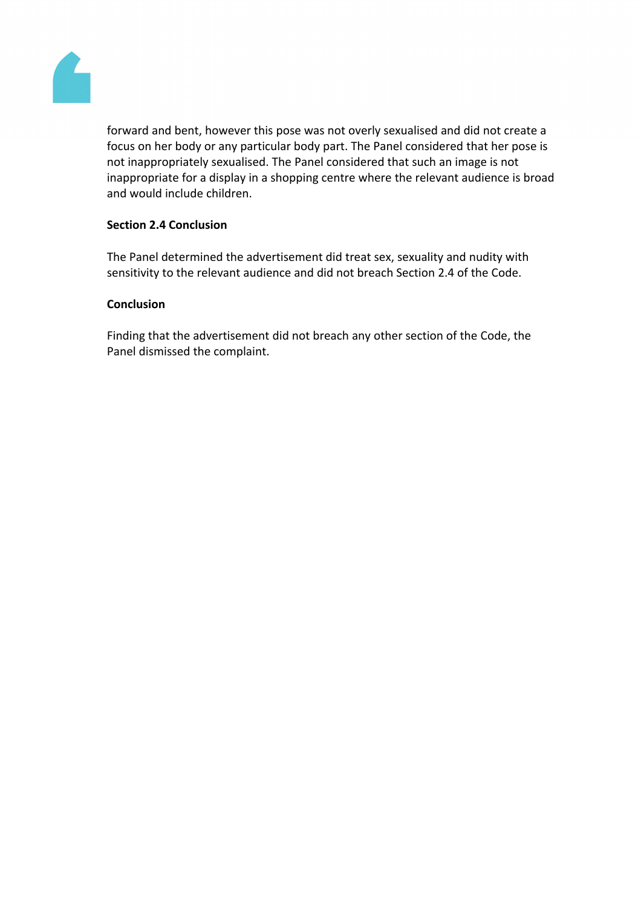forward and bent, however this pose was not overly sexualised and did not create a focus on her body or any particular body part. The Panel considered that her pose is not inappropriately sexualised. The Panel considered that such an image is not inappropriate for a display in a shopping centre where the relevant audience is broad and would include children.

**Section 2.4 Conclusion**

The Panel determined the advertisement did treat sex, sexuality and nudity with sensitivity to the relevant audience and did not breach Section 2.4 of the Code.

**Conclusion**

Finding that the advertisement did not breach any other section of the Code, the Panel dismissed the complaint.